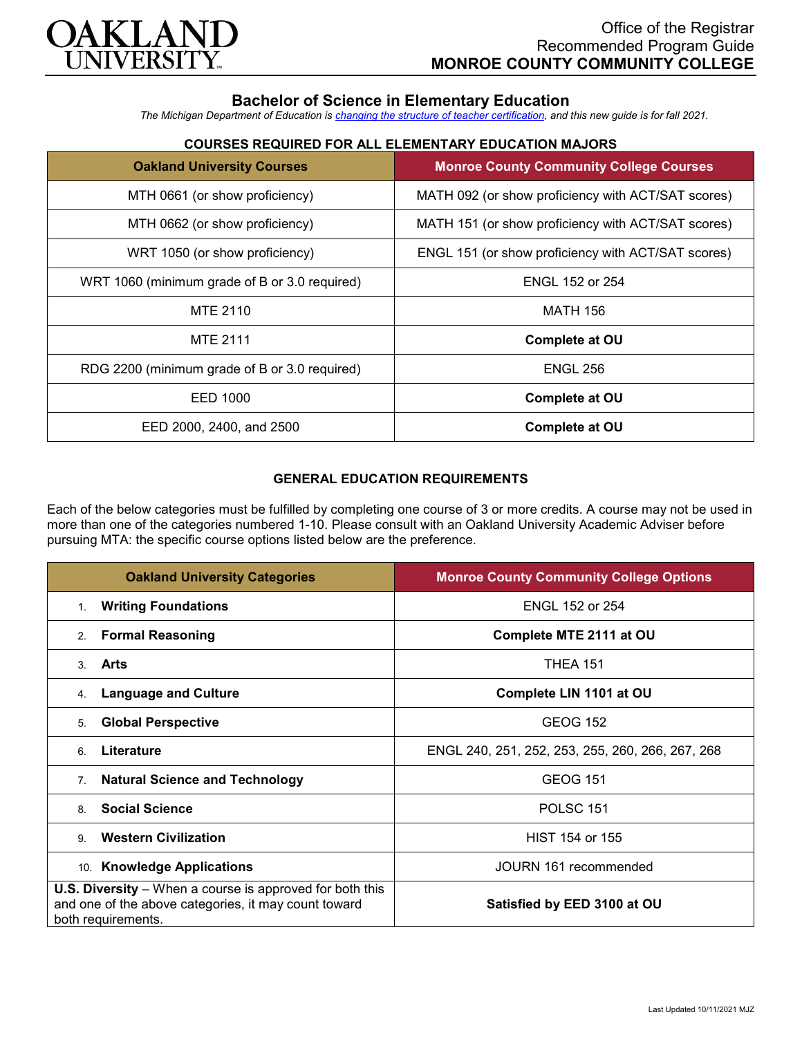Office of the Registrar
Recommended Program Guide
**MONROE COUNTY COMMUNITY COLLEGE**

# Bachelor of Science in Elementary Education

*The Michigan Department of Education is changing the structure of teacher certification, and this new guide is for fall 2021.*

### COURSES REQUIRED FOR ALL ELEMENTARY EDUCATION MAJORS

| Oakland University Courses | Monroe County Community College Courses |
|---|---|
| MTH 0661 (or show proficiency) | MATH 092 (or show proficiency with ACT/SAT scores) |
| MTH 0662 (or show proficiency) | MATH 151 (or show proficiency with ACT/SAT scores) |
| WRT 1050 (or show proficiency) | ENGL 151 (or show proficiency with ACT/SAT scores) |
| WRT 1060 (minimum grade of B or 3.0 required) | ENGL 152 or 254 |
| MTE 2110 | MATH 156 |
| MTE 2111 | **Complete at OU** |
| RDG 2200 (minimum grade of B or 3.0 required) | ENGL 256 |
| EED 1000 | **Complete at OU** |
| EED 2000, 2400, and 2500 | **Complete at OU** |

### GENERAL EDUCATION REQUIREMENTS

Each of the below categories must be fulfilled by completing one course of 3 or more credits. A course may not be used in more than one of the categories numbered 1-10. Please consult with an Oakland University Academic Adviser before pursuing MTA: the specific course options listed below are the preference.

| Oakland University Categories | Monroe County Community College Options |
|---|---|
| 1. **Writing Foundations** | ENGL 152 or 254 |
| 2. **Formal Reasoning** | **Complete MTE 2111 at OU** |
| 3. **Arts** | THEA 151 |
| 4. **Language and Culture** | **Complete LIN 1101 at OU** |
| 5. **Global Perspective** | GEOG 152 |
| 6. **Literature** | ENGL 240, 251, 252, 253, 255, 260, 266, 267, 268 |
| 7. **Natural Science and Technology** | GEOG 151 |
| 8. **Social Science** | POLSC 151 |
| 9. **Western Civilization** | HIST 154 or 155 |
| 10. **Knowledge Applications** | JOURN 161 recommended |
| **U.S. Diversity** – When a course is approved for both this and one of the above categories, it may count toward both requirements. | **Satisfied by EED 3100 at OU** |

Last Updated 10/11/2021 MJZ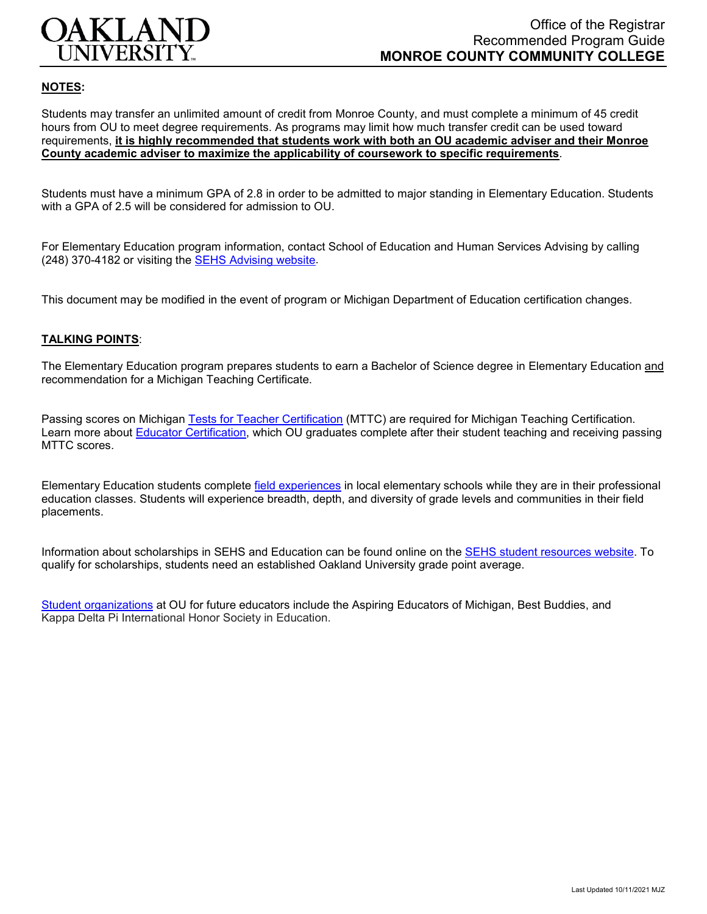**NOTES:**

Students may transfer an unlimited amount of credit from Monroe County, and must complete a minimum of 45 credit hours from OU to meet degree requirements. As programs may limit how much transfer credit can be used toward requirements, **it is highly recommended that students work with both an OU academic adviser and their Monroe County academic adviser to maximize the applicability of coursework to specific requirements**.

Students must have a minimum GPA of 2.8 in order to be admitted to major standing in Elementary Education. Students with a GPA of 2.5 will be considered for admission to OU.

For Elementary Education program information, contact School of Education and Human Services Advising by calling (248) 370-4182 or visiting the SEHS Advising website.

This document may be modified in the event of program or Michigan Department of Education certification changes.

**TALKING POINTS**:

The Elementary Education program prepares students to earn a Bachelor of Science degree in Elementary Education and recommendation for a Michigan Teaching Certificate.

Passing scores on Michigan Tests for Teacher Certification (MTTC) are required for Michigan Teaching Certification. Learn more about Educator Certification, which OU graduates complete after their student teaching and receiving passing MTTC scores.

Elementary Education students complete field experiences in local elementary schools while they are in their professional education classes. Students will experience breadth, depth, and diversity of grade levels and communities in their field placements.

Information about scholarships in SEHS and Education can be found online on the SEHS student resources website. To qualify for scholarships, students need an established Oakland University grade point average.

Student organizations at OU for future educators include the Aspiring Educators of Michigan, Best Buddies, and Kappa Delta Pi International Honor Society in Education.

Last Updated 10/11/2021 MJZ